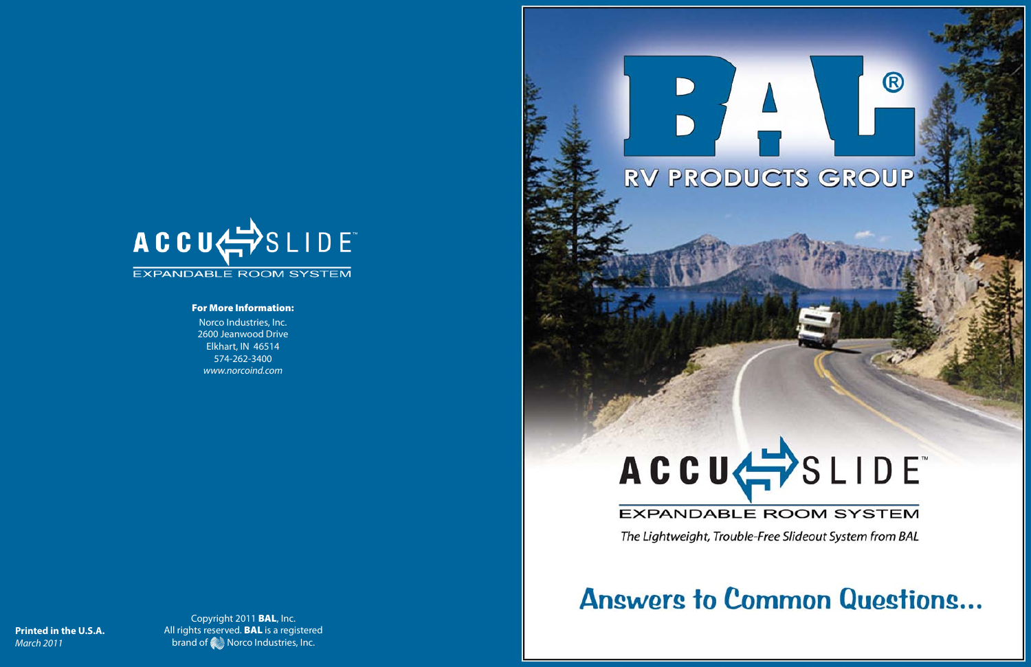# ACCU SLIDE™

EXPANDABLE ROOM SYSTEM

**For More Information:**

Norco Industries, Inc.
2600 Jeanwood Drive
Elkhart, IN 46514
574-262-3400
*www.norcoind.com*

**Printed in the U.S.A.**
*March 2011*

Copyright 2011 **BAL**, Inc.
All rights reserved. **BAL** is a registered brand of Norco Industries, Inc.

# BAL®

## RV PRODUCTS GROUP

# ACCU SLIDE™

EXPANDABLE ROOM SYSTEM

*The Lightweight, Trouble-Free Slideout System from BAL*

## Answers to Common Questions...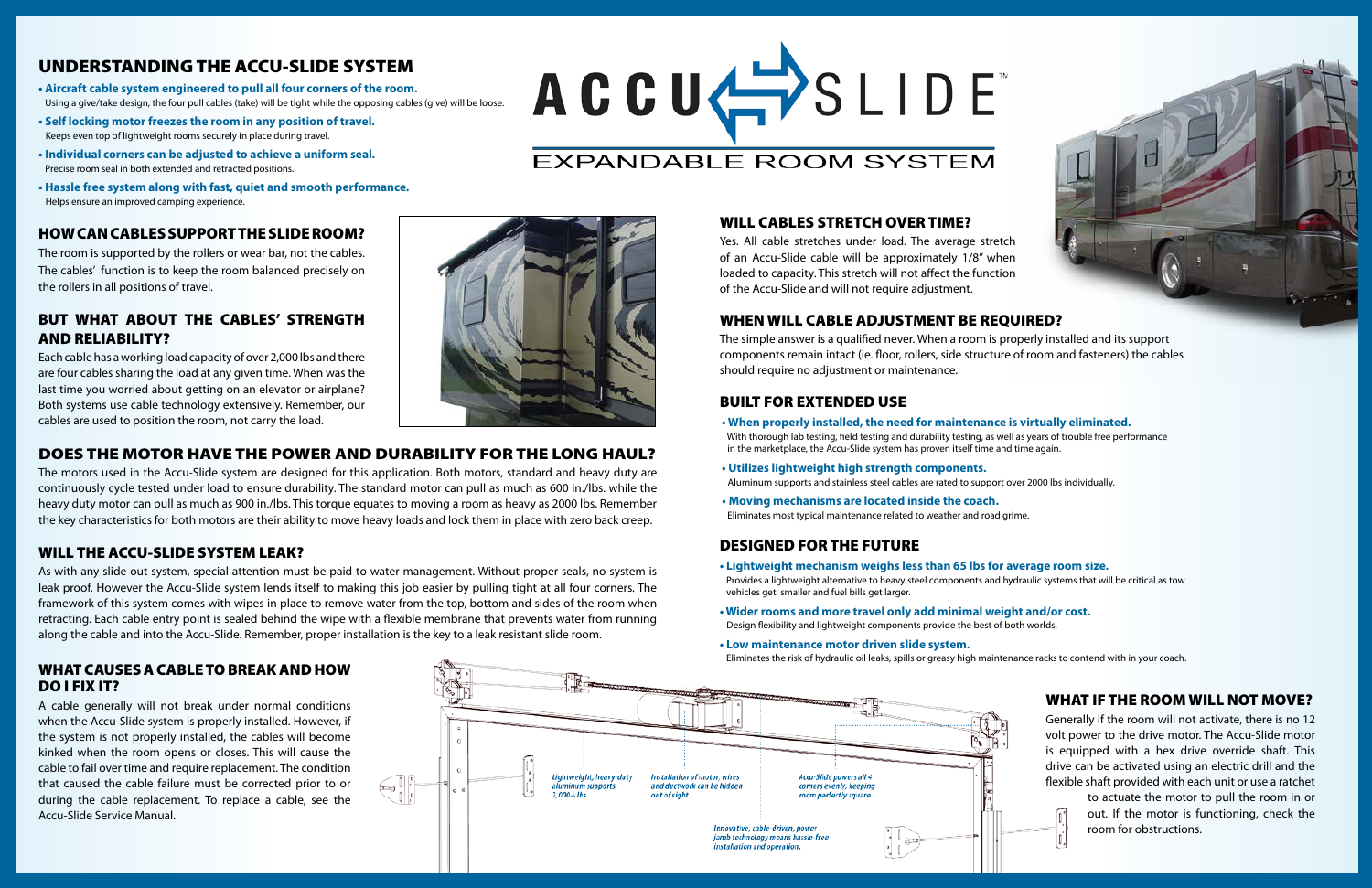# ACCU SLIDE™

## EXPANDABLE ROOM SYSTEM

## UNDERSTANDING THE ACCU-SLIDE SYSTEM

- **Aircraft cable system engineered to pull all four corners of the room.**
  Using a give/take design, the four pull cables (take) will be tight while the opposing cables (give) will be loose.
- **Self locking motor freezes the room in any position of travel.**
  Keeps even top of lightweight rooms securely in place during travel.
- **Individual corners can be adjusted to achieve a uniform seal.**
  Precise room seal in both extended and retracted positions.
- **Hassle free system along with fast, quiet and smooth performance.**
  Helps ensure an improved camping experience.

## HOW CAN CABLES SUPPORT THE SLIDE ROOM?

The room is supported by the rollers or wear bar, not the cables. The cables' function is to keep the room balanced precisely on the rollers in all positions of travel.

## BUT WHAT ABOUT THE CABLES' STRENGTH AND RELIABILITY?

Each cable has a working load capacity of over 2,000 lbs and there are four cables sharing the load at any given time. When was the last time you worried about getting on an elevator or airplane? Both systems use cable technology extensively. Remember, our cables are used to position the room, not carry the load.

## DOES THE MOTOR HAVE THE POWER AND DURABILITY FOR THE LONG HAUL?

The motors used in the Accu-Slide system are designed for this application. Both motors, standard and heavy duty are continuously cycle tested under load to ensure durability. The standard motor can pull as much as 600 in./lbs. while the heavy duty motor can pull as much as 900 in./lbs. This torque equates to moving a room as heavy as 2000 lbs. Remember the key characteristics for both motors are their ability to move heavy loads and lock them in place with zero back creep.

## WILL THE ACCU-SLIDE SYSTEM LEAK?

As with any slide out system, special attention must be paid to water management. Without proper seals, no system is leak proof. However the Accu-Slide system lends itself to making this job easier by pulling tight at all four corners. The framework of this system comes with wipes in place to remove water from the top, bottom and sides of the room when retracting. Each cable entry point is sealed behind the wipe with a flexible membrane that prevents water from running along the cable and into the Accu-Slide. Remember, proper installation is the key to a leak resistant slide room.

## WHAT CAUSES A CABLE TO BREAK AND HOW DO I FIX IT?

A cable generally will not break under normal conditions when the Accu-Slide system is properly installed. However, if the system is not properly installed, the cables will become kinked when the room opens or closes. This will cause the cable to fail over time and require replacement. The condition that caused the cable failure must be corrected prior to or during the cable replacement. To replace a cable, see the Accu-Slide Service Manual.

Lightweight, heavy-duty aluminum supports 2,000+ lbs.

Installation of motor, wires and ductwork can be hidden out of sight.

Accu-Slide powers all 4 corners evenly, keeping room perfectly square.

Innovative, cable-driven, power jamb technology means hassle free installation and operation.

## WILL CABLES STRETCH OVER TIME?

Yes. All cable stretches under load. The average stretch of an Accu-Slide cable will be approximately 1/8" when loaded to capacity. This stretch will not affect the function of the Accu-Slide and will not require adjustment.

## WHEN WILL CABLE ADJUSTMENT BE REQUIRED?

The simple answer is a qualified never. When a room is properly installed and its support components remain intact (ie. floor, rollers, side structure of room and fasteners) the cables should require no adjustment or maintenance.

## BUILT FOR EXTENDED USE

- **When properly installed, the need for maintenance is virtually eliminated.**
  With thorough lab testing, field testing and durability testing, as well as years of trouble free performance in the marketplace, the Accu-Slide system has proven itself time and time again.
- **Utilizes lightweight high strength components.**
  Aluminum supports and stainless steel cables are rated to support over 2000 lbs individually.
- **Moving mechanisms are located inside the coach.**
  Eliminates most typical maintenance related to weather and road grime.

## DESIGNED FOR THE FUTURE

- **Lightweight mechanism weighs less than 65 lbs for average room size.**
  Provides a lightweight alternative to heavy steel components and hydraulic systems that will be critical as tow vehicles get smaller and fuel bills get larger.
- **Wider rooms and more travel only add minimal weight and/or cost.**
  Design flexibility and lightweight components provide the best of both worlds.
- **Low maintenance motor driven slide system.**
  Eliminates the risk of hydraulic oil leaks, spills or greasy high maintenance racks to contend with in your coach.

## WHAT IF THE ROOM WILL NOT MOVE?

Generally if the room will not activate, there is no 12 volt power to the drive motor. The Accu-Slide motor is equipped with a hex drive override shaft. This drive can be activated using an electric drill and the flexible shaft provided with each unit or use a ratchet to actuate the motor to pull the room in or out. If the motor is functioning, check the room for obstructions.